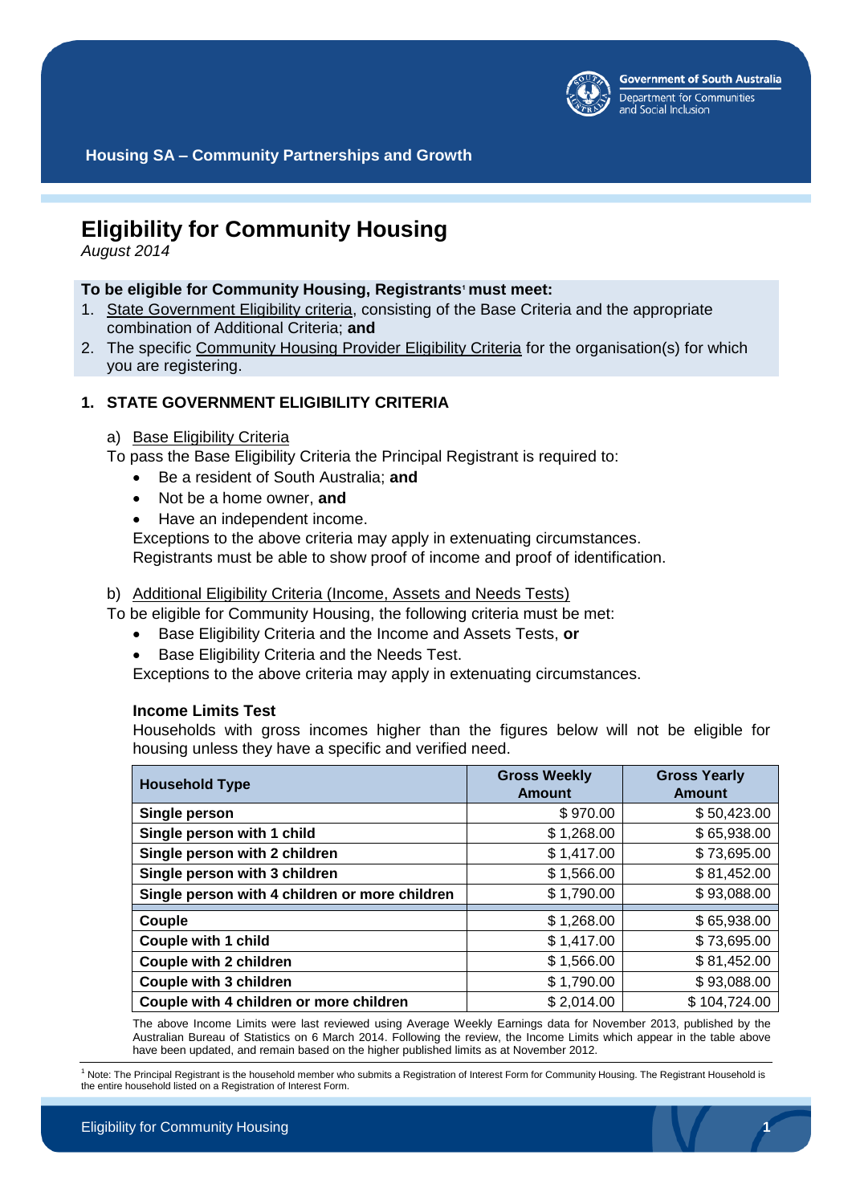Housing SA – Community Partnerships and Growth

# Eligibility for Community Housing

*August 2014*

**To be eligible for Community Housing, Registrants[1] must meet:**

1. State Government Eligibility criteria, consisting of the Base Criteria and the appropriate combination of Additional Criteria; **and**
2. The specific Community Housing Provider Eligibility Criteria for the organisation(s) for which you are registering.

## 1. STATE GOVERNMENT ELIGIBILITY CRITERIA

a) Base Eligibility Criteria

To pass the Base Eligibility Criteria the Principal Registrant is required to:

- Be a resident of South Australia; **and**
- Not be a home owner, **and**
- Have an independent income.

Exceptions to the above criteria may apply in extenuating circumstances.
Registrants must be able to show proof of income and proof of identification.

b) Additional Eligibility Criteria (Income, Assets and Needs Tests)

To be eligible for Community Housing, the following criteria must be met:

- Base Eligibility Criteria and the Income and Assets Tests, **or**
- Base Eligibility Criteria and the Needs Test.

Exceptions to the above criteria may apply in extenuating circumstances.

### Income Limits Test

Households with gross incomes higher than the figures below will not be eligible for housing unless they have a specific and verified need.

| Household Type | Gross Weekly Amount | Gross Yearly Amount |
|---|---|---|
| **Single person** | $ 970.00 | $ 50,423.00 |
| **Single person with 1 child** | $ 1,268.00 | $ 65,938.00 |
| **Single person with 2 children** | $ 1,417.00 | $ 73,695.00 |
| **Single person with 3 children** | $ 1,566.00 | $ 81,452.00 |
| **Single person with 4 children or more children** | $ 1,790.00 | $ 93,088.00 |
| **Couple** | $ 1,268.00 | $ 65,938.00 |
| **Couple with 1 child** | $ 1,417.00 | $ 73,695.00 |
| **Couple with 2 children** | $ 1,566.00 | $ 81,452.00 |
| **Couple with 3 children** | $ 1,790.00 | $ 93,088.00 |
| **Couple with 4 children or more children** | $ 2,014.00 | $ 104,724.00 |

The above Income Limits were last reviewed using Average Weekly Earnings data for November 2013, published by the Australian Bureau of Statistics on 6 March 2014. Following the review, the Income Limits which appear in the table above have been updated, and remain based on the higher published limits as at November 2012.

[1] Note: The Principal Registrant is the household member who submits a Registration of Interest Form for Community Housing. The Registrant Household is the entire household listed on a Registration of Interest Form.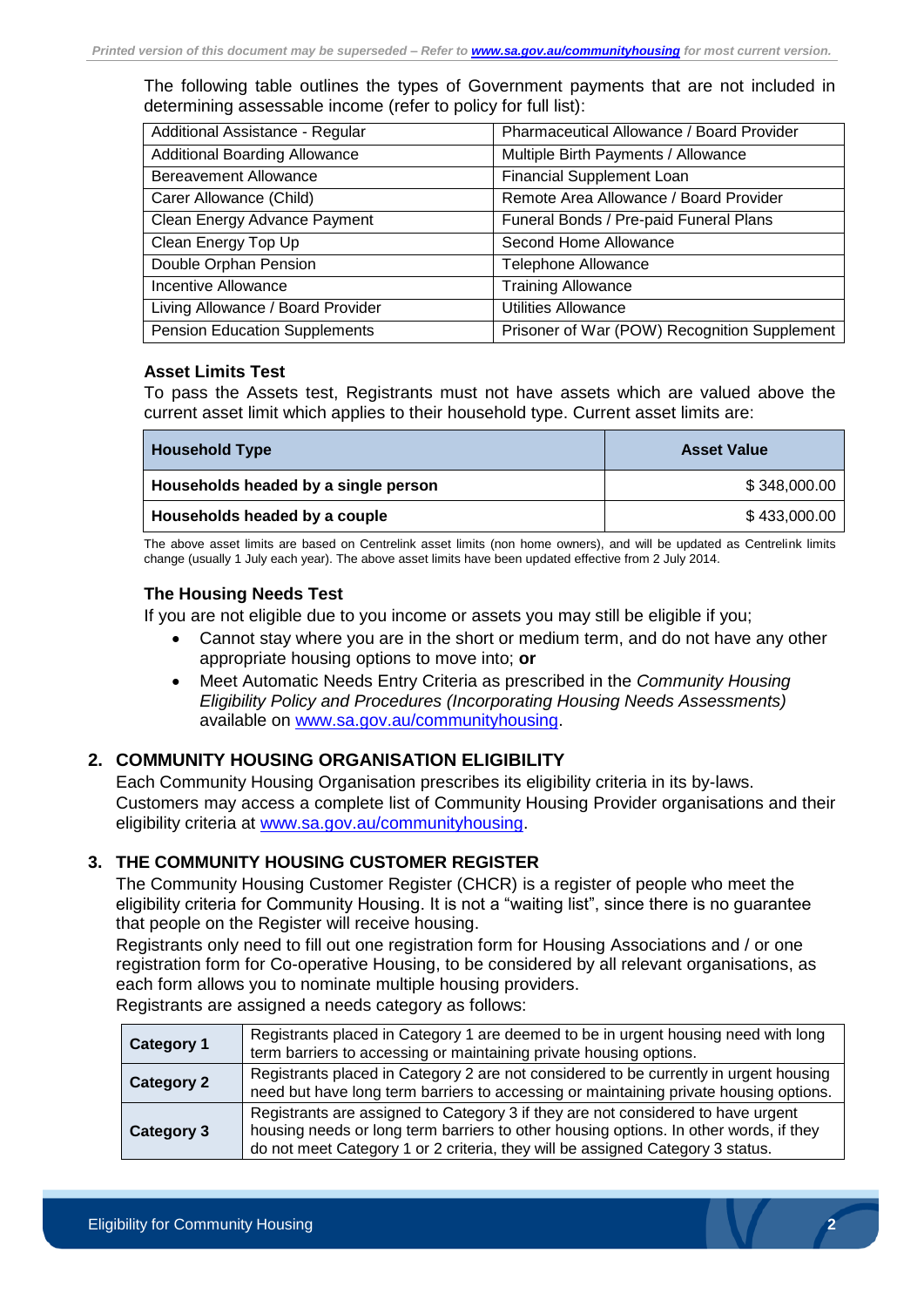The following table outlines the types of Government payments that are not included in determining assessable income (refer to policy for full list):

| | |
|---|---|
| Additional Assistance - Regular | Pharmaceutical Allowance / Board Provider |
| Additional Boarding Allowance | Multiple Birth Payments / Allowance |
| Bereavement Allowance | Financial Supplement Loan |
| Carer Allowance (Child) | Remote Area Allowance / Board Provider |
| Clean Energy Advance Payment | Funeral Bonds / Pre-paid Funeral Plans |
| Clean Energy Top Up | Second Home Allowance |
| Double Orphan Pension | Telephone Allowance |
| Incentive Allowance | Training Allowance |
| Living Allowance / Board Provider | Utilities Allowance |
| Pension Education Supplements | Prisoner of War (POW) Recognition Supplement |

### Asset Limits Test

To pass the Assets test, Registrants must not have assets which are valued above the current asset limit which applies to their household type. Current asset limits are:

| Household Type | Asset Value |
|---|---|
| **Households headed by a single person** | $ 348,000.00 |
| **Households headed by a couple** | $ 433,000.00 |

The above asset limits are based on Centrelink asset limits (non home owners), and will be updated as Centrelink limits change (usually 1 July each year). The above asset limits have been updated effective from 2 July 2014.

### The Housing Needs Test

If you are not eligible due to you income or assets you may still be eligible if you;

- Cannot stay where you are in the short or medium term, and do not have any other appropriate housing options to move into; **or**
- Meet Automatic Needs Entry Criteria as prescribed in the *Community Housing Eligibility Policy and Procedures (Incorporating Housing Needs Assessments)* available on www.sa.gov.au/communityhousing.

## 2. COMMUNITY HOUSING ORGANISATION ELIGIBILITY

Each Community Housing Organisation prescribes its eligibility criteria in its by-laws. Customers may access a complete list of Community Housing Provider organisations and their eligibility criteria at www.sa.gov.au/communityhousing.

## 3. THE COMMUNITY HOUSING CUSTOMER REGISTER

The Community Housing Customer Register (CHCR) is a register of people who meet the eligibility criteria for Community Housing. It is not a "waiting list", since there is no guarantee that people on the Register will receive housing.

Registrants only need to fill out one registration form for Housing Associations and / or one registration form for Co-operative Housing, to be considered by all relevant organisations, as each form allows you to nominate multiple housing providers.

Registrants are assigned a needs category as follows:

| | |
|---|---|
| **Category 1** | Registrants placed in Category 1 are deemed to be in urgent housing need with long term barriers to accessing or maintaining private housing options. |
| **Category 2** | Registrants placed in Category 2 are not considered to be currently in urgent housing need but have long term barriers to accessing or maintaining private housing options. |
| **Category 3** | Registrants are assigned to Category 3 if they are not considered to have urgent housing needs or long term barriers to other housing options. In other words, if they do not meet Category 1 or 2 criteria, they will be assigned Category 3 status. |